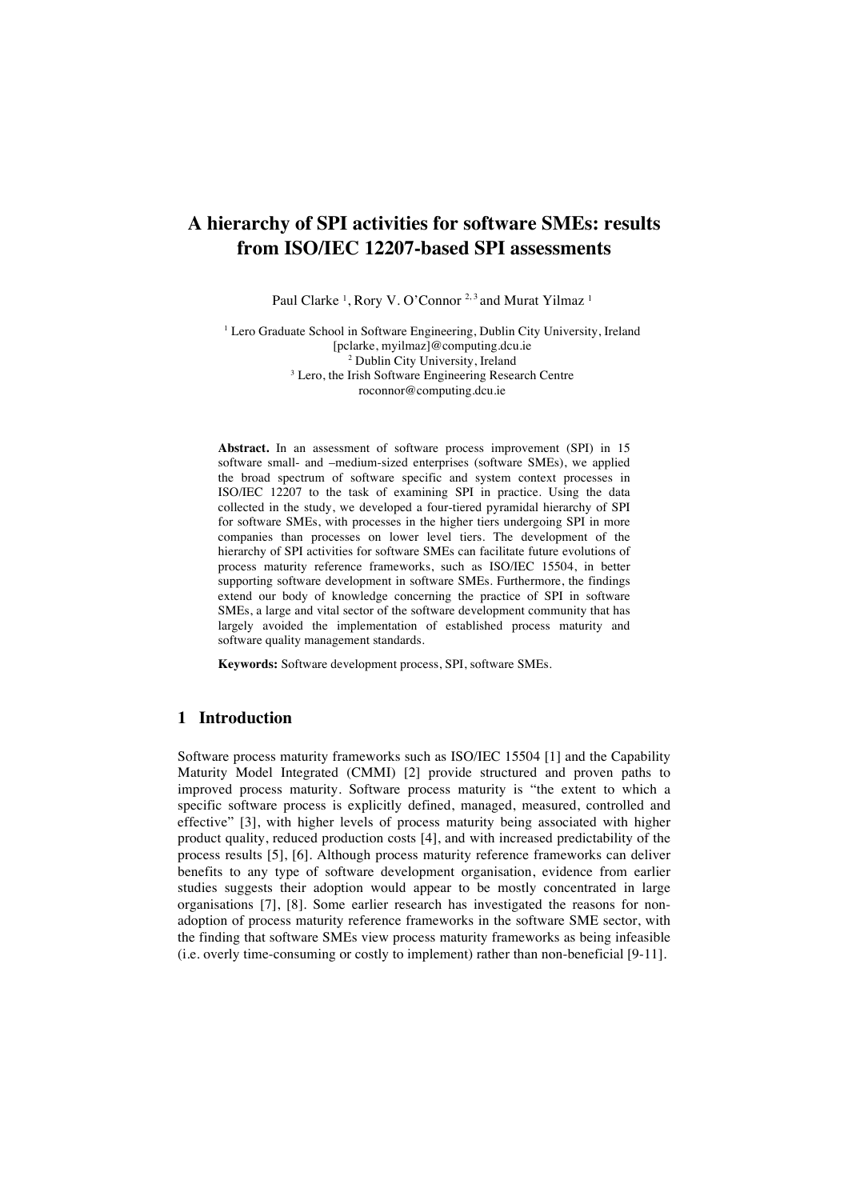# A hierarchy of SPI activities for software SMEs: results from ISO/IEC 12207-based SPI assessments

Paul Clarke [1], Rory V. O'Connor [2, 3] and Murat Yilmaz [1]

[1] Lero Graduate School in Software Engineering, Dublin City University, Ireland
[pclarke, myilmaz]@computing.dcu.ie
[2] Dublin City University, Ireland
[3] Lero, the Irish Software Engineering Research Centre
roconnor@computing.dcu.ie

**Abstract.** In an assessment of software process improvement (SPI) in 15 software small- and –medium-sized enterprises (software SMEs), we applied the broad spectrum of software specific and system context processes in ISO/IEC 12207 to the task of examining SPI in practice. Using the data collected in the study, we developed a four-tiered pyramidal hierarchy of SPI for software SMEs, with processes in the higher tiers undergoing SPI in more companies than processes on lower level tiers. The development of the hierarchy of SPI activities for software SMEs can facilitate future evolutions of process maturity reference frameworks, such as ISO/IEC 15504, in better supporting software development in software SMEs. Furthermore, the findings extend our body of knowledge concerning the practice of SPI in software SMEs, a large and vital sector of the software development community that has largely avoided the implementation of established process maturity and software quality management standards.

**Keywords:** Software development process, SPI, software SMEs.

## 1 Introduction

Software process maturity frameworks such as ISO/IEC 15504 [1] and the Capability Maturity Model Integrated (CMMI) [2] provide structured and proven paths to improved process maturity. Software process maturity is "the extent to which a specific software process is explicitly defined, managed, measured, controlled and effective" [3], with higher levels of process maturity being associated with higher product quality, reduced production costs [4], and with increased predictability of the process results [5], [6]. Although process maturity reference frameworks can deliver benefits to any type of software development organisation, evidence from earlier studies suggests their adoption would appear to be mostly concentrated in large organisations [7], [8]. Some earlier research has investigated the reasons for non-adoption of process maturity reference frameworks in the software SME sector, with the finding that software SMEs view process maturity frameworks as being infeasible (i.e. overly time-consuming or costly to implement) rather than non-beneficial [9-11].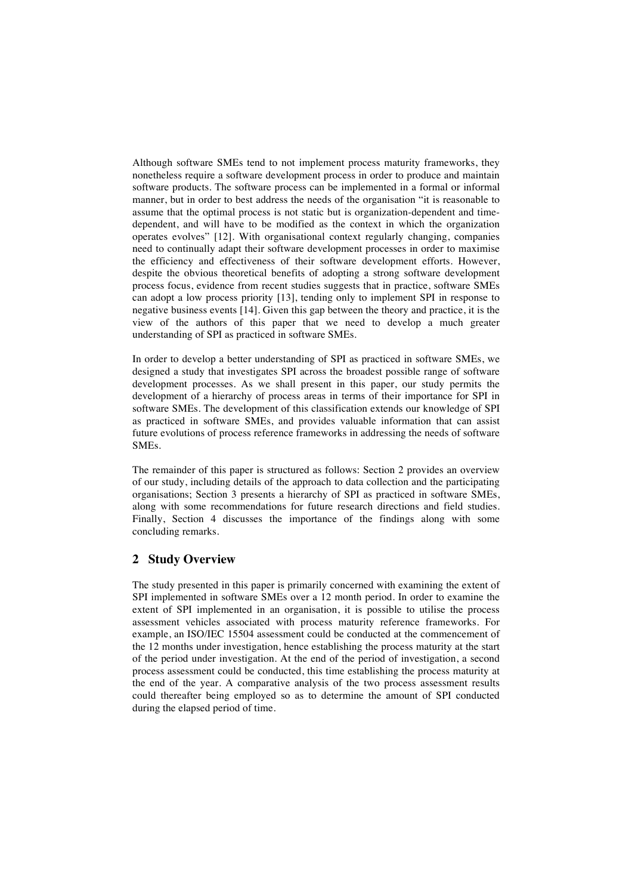Although software SMEs tend to not implement process maturity frameworks, they nonetheless require a software development process in order to produce and maintain software products. The software process can be implemented in a formal or informal manner, but in order to best address the needs of the organisation "it is reasonable to assume that the optimal process is not static but is organization-dependent and time-dependent, and will have to be modified as the context in which the organization operates evolves" [12]. With organisational context regularly changing, companies need to continually adapt their software development processes in order to maximise the efficiency and effectiveness of their software development efforts. However, despite the obvious theoretical benefits of adopting a strong software development process focus, evidence from recent studies suggests that in practice, software SMEs can adopt a low process priority [13], tending only to implement SPI in response to negative business events [14]. Given this gap between the theory and practice, it is the view of the authors of this paper that we need to develop a much greater understanding of SPI as practiced in software SMEs.

In order to develop a better understanding of SPI as practiced in software SMEs, we designed a study that investigates SPI across the broadest possible range of software development processes. As we shall present in this paper, our study permits the development of a hierarchy of process areas in terms of their importance for SPI in software SMEs. The development of this classification extends our knowledge of SPI as practiced in software SMEs, and provides valuable information that can assist future evolutions of process reference frameworks in addressing the needs of software SMEs.

The remainder of this paper is structured as follows: Section 2 provides an overview of our study, including details of the approach to data collection and the participating organisations; Section 3 presents a hierarchy of SPI as practiced in software SMEs, along with some recommendations for future research directions and field studies. Finally, Section 4 discusses the importance of the findings along with some concluding remarks.

## 2 Study Overview

The study presented in this paper is primarily concerned with examining the extent of SPI implemented in software SMEs over a 12 month period. In order to examine the extent of SPI implemented in an organisation, it is possible to utilise the process assessment vehicles associated with process maturity reference frameworks. For example, an ISO/IEC 15504 assessment could be conducted at the commencement of the 12 months under investigation, hence establishing the process maturity at the start of the period under investigation. At the end of the period of investigation, a second process assessment could be conducted, this time establishing the process maturity at the end of the year. A comparative analysis of the two process assessment results could thereafter being employed so as to determine the amount of SPI conducted during the elapsed period of time.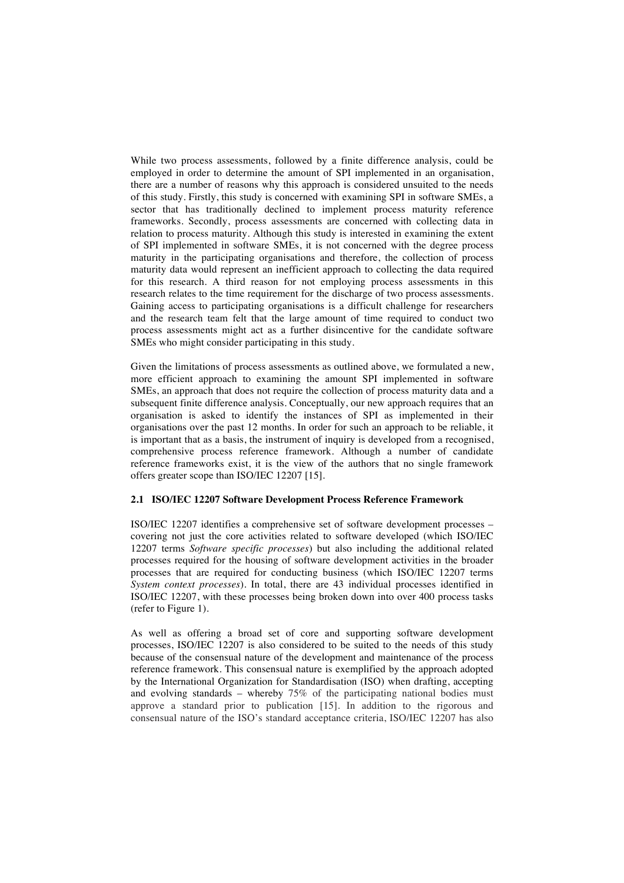While two process assessments, followed by a finite difference analysis, could be employed in order to determine the amount of SPI implemented in an organisation, there are a number of reasons why this approach is considered unsuited to the needs of this study. Firstly, this study is concerned with examining SPI in software SMEs, a sector that has traditionally declined to implement process maturity reference frameworks. Secondly, process assessments are concerned with collecting data in relation to process maturity. Although this study is interested in examining the extent of SPI implemented in software SMEs, it is not concerned with the degree process maturity in the participating organisations and therefore, the collection of process maturity data would represent an inefficient approach to collecting the data required for this research. A third reason for not employing process assessments in this research relates to the time requirement for the discharge of two process assessments. Gaining access to participating organisations is a difficult challenge for researchers and the research team felt that the large amount of time required to conduct two process assessments might act as a further disincentive for the candidate software SMEs who might consider participating in this study.

Given the limitations of process assessments as outlined above, we formulated a new, more efficient approach to examining the amount SPI implemented in software SMEs, an approach that does not require the collection of process maturity data and a subsequent finite difference analysis. Conceptually, our new approach requires that an organisation is asked to identify the instances of SPI as implemented in their organisations over the past 12 months. In order for such an approach to be reliable, it is important that as a basis, the instrument of inquiry is developed from a recognised, comprehensive process reference framework. Although a number of candidate reference frameworks exist, it is the view of the authors that no single framework offers greater scope than ISO/IEC 12207 [15].

### 2.1 ISO/IEC 12207 Software Development Process Reference Framework

ISO/IEC 12207 identifies a comprehensive set of software development processes – covering not just the core activities related to software developed (which ISO/IEC 12207 terms *Software specific processes*) but also including the additional related processes required for the housing of software development activities in the broader processes that are required for conducting business (which ISO/IEC 12207 terms *System context processes*). In total, there are 43 individual processes identified in ISO/IEC 12207, with these processes being broken down into over 400 process tasks (refer to Figure 1).

As well as offering a broad set of core and supporting software development processes, ISO/IEC 12207 is also considered to be suited to the needs of this study because of the consensual nature of the development and maintenance of the process reference framework. This consensual nature is exemplified by the approach adopted by the International Organization for Standardisation (ISO) when drafting, accepting and evolving standards – whereby 75% of the participating national bodies must approve a standard prior to publication [15]. In addition to the rigorous and consensual nature of the ISO's standard acceptance criteria, ISO/IEC 12207 has also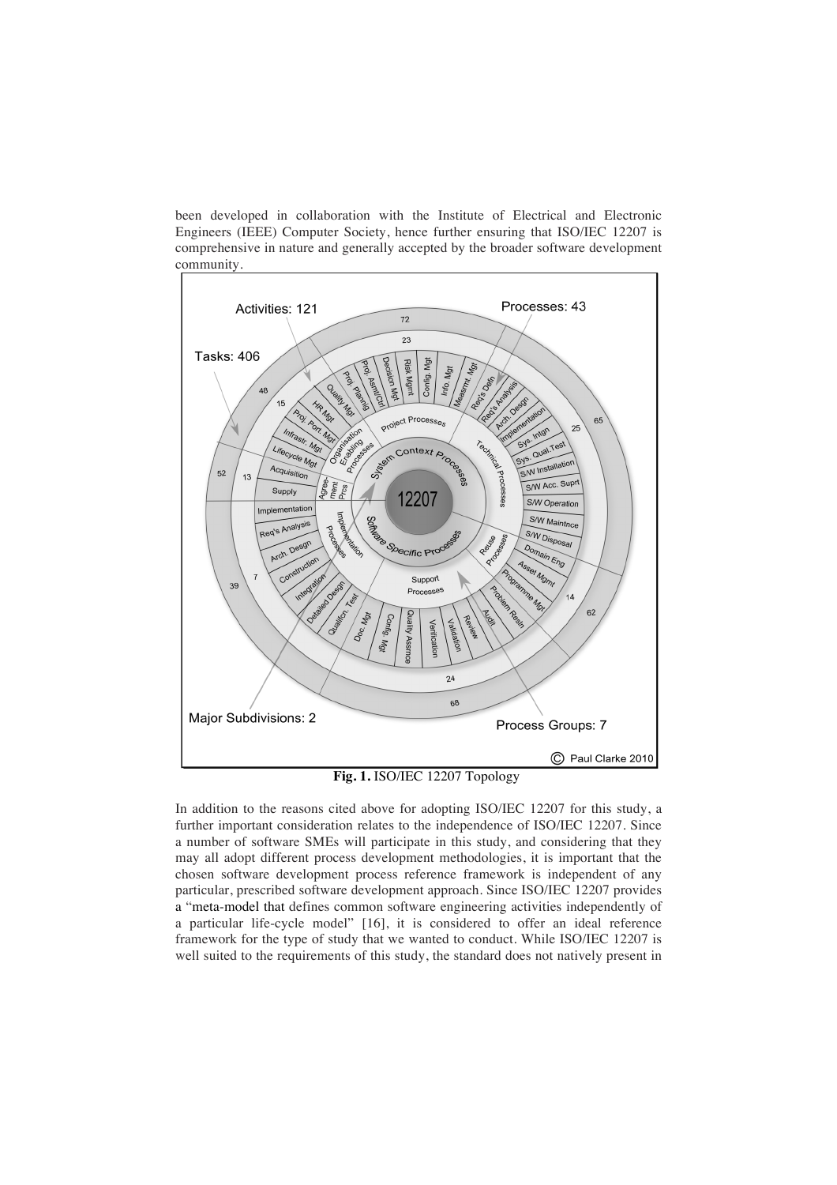been developed in collaboration with the Institute of Electrical and Electronic Engineers (IEEE) Computer Society, hence further ensuring that ISO/IEC 12207 is comprehensive in nature and generally accepted by the broader software development community.

**Fig. 1.** ISO/IEC 12207 Topology

In addition to the reasons cited above for adopting ISO/IEC 12207 for this study, a further important consideration relates to the independence of ISO/IEC 12207. Since a number of software SMEs will participate in this study, and considering that they may all adopt different process development methodologies, it is important that the chosen software development process reference framework is independent of any particular, prescribed software development approach. Since ISO/IEC 12207 provides a "meta-model that defines common software engineering activities independently of a particular life-cycle model" [16], it is considered to offer an ideal reference framework for the type of study that we wanted to conduct. While ISO/IEC 12207 is well suited to the requirements of this study, the standard does not natively present in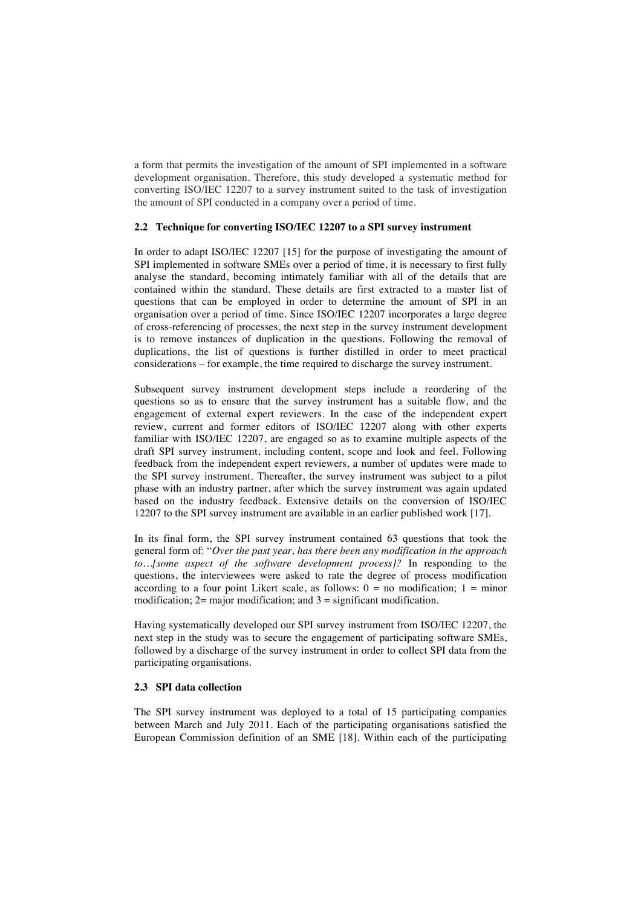a form that permits the investigation of the amount of SPI implemented in a software development organisation. Therefore, this study developed a systematic method for converting ISO/IEC 12207 to a survey instrument suited to the task of investigation the amount of SPI conducted in a company over a period of time.

### 2.2 Technique for converting ISO/IEC 12207 to a SPI survey instrument

In order to adapt ISO/IEC 12207 [15] for the purpose of investigating the amount of SPI implemented in software SMEs over a period of time, it is necessary to first fully analyse the standard, becoming intimately familiar with all of the details that are contained within the standard. These details are first extracted to a master list of questions that can be employed in order to determine the amount of SPI in an organisation over a period of time. Since ISO/IEC 12207 incorporates a large degree of cross-referencing of processes, the next step in the survey instrument development is to remove instances of duplication in the questions. Following the removal of duplications, the list of questions is further distilled in order to meet practical considerations – for example, the time required to discharge the survey instrument.

Subsequent survey instrument development steps include a reordering of the questions so as to ensure that the survey instrument has a suitable flow, and the engagement of external expert reviewers. In the case of the independent expert review, current and former editors of ISO/IEC 12207 along with other experts familiar with ISO/IEC 12207, are engaged so as to examine multiple aspects of the draft SPI survey instrument, including content, scope and look and feel. Following feedback from the independent expert reviewers, a number of updates were made to the SPI survey instrument. Thereafter, the survey instrument was subject to a pilot phase with an industry partner, after which the survey instrument was again updated based on the industry feedback. Extensive details on the conversion of ISO/IEC 12207 to the SPI survey instrument are available in an earlier published work [17].

In its final form, the SPI survey instrument contained 63 questions that took the general form of: "*Over the past year, has there been any modification in the approach to…[some aspect of the software development process]?* In responding to the questions, the interviewees were asked to rate the degree of process modification according to a four point Likert scale, as follows: 0 = no modification; 1 = minor modification; 2= major modification; and 3 = significant modification.

Having systematically developed our SPI survey instrument from ISO/IEC 12207, the next step in the study was to secure the engagement of participating software SMEs, followed by a discharge of the survey instrument in order to collect SPI data from the participating organisations.

### 2.3 SPI data collection

The SPI survey instrument was deployed to a total of 15 participating companies between March and July 2011. Each of the participating organisations satisfied the European Commission definition of an SME [18]. Within each of the participating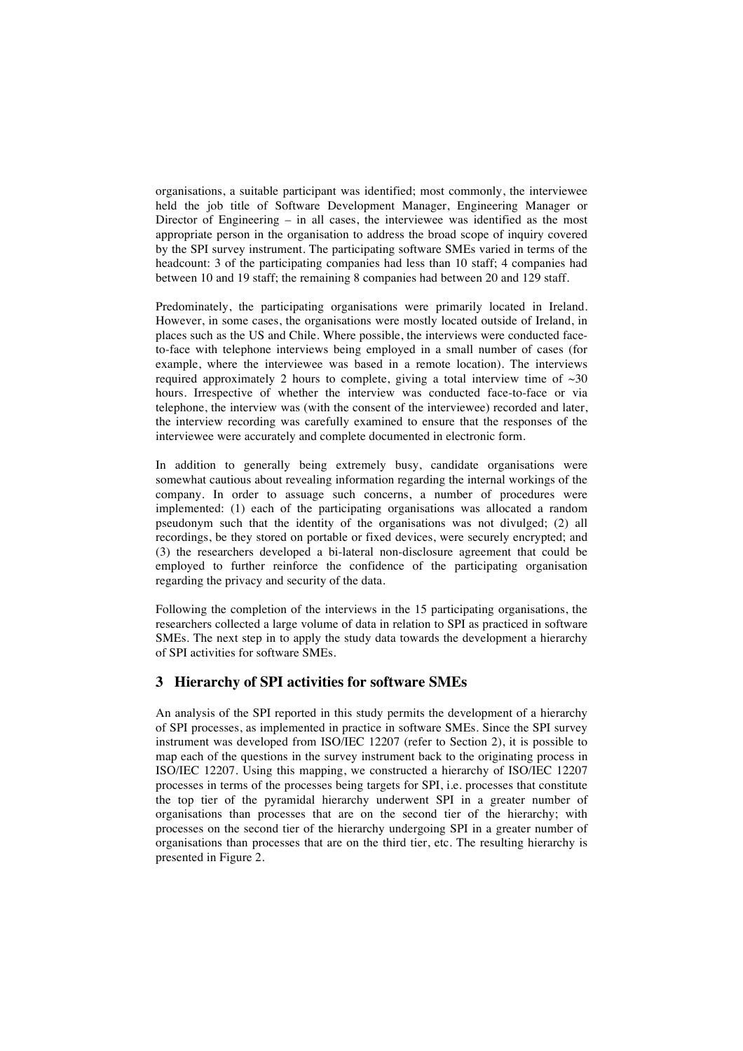organisations, a suitable participant was identified; most commonly, the interviewee held the job title of Software Development Manager, Engineering Manager or Director of Engineering – in all cases, the interviewee was identified as the most appropriate person in the organisation to address the broad scope of inquiry covered by the SPI survey instrument. The participating software SMEs varied in terms of the headcount: 3 of the participating companies had less than 10 staff; 4 companies had between 10 and 19 staff; the remaining 8 companies had between 20 and 129 staff.

Predominately, the participating organisations were primarily located in Ireland. However, in some cases, the organisations were mostly located outside of Ireland, in places such as the US and Chile. Where possible, the interviews were conducted face-to-face with telephone interviews being employed in a small number of cases (for example, where the interviewee was based in a remote location). The interviews required approximately 2 hours to complete, giving a total interview time of ~30 hours. Irrespective of whether the interview was conducted face-to-face or via telephone, the interview was (with the consent of the interviewee) recorded and later, the interview recording was carefully examined to ensure that the responses of the interviewee were accurately and complete documented in electronic form.

In addition to generally being extremely busy, candidate organisations were somewhat cautious about revealing information regarding the internal workings of the company. In order to assuage such concerns, a number of procedures were implemented: (1) each of the participating organisations was allocated a random pseudonym such that the identity of the organisations was not divulged; (2) all recordings, be they stored on portable or fixed devices, were securely encrypted; and (3) the researchers developed a bi-lateral non-disclosure agreement that could be employed to further reinforce the confidence of the participating organisation regarding the privacy and security of the data.

Following the completion of the interviews in the 15 participating organisations, the researchers collected a large volume of data in relation to SPI as practiced in software SMEs. The next step in to apply the study data towards the development a hierarchy of SPI activities for software SMEs.

## 3 Hierarchy of SPI activities for software SMEs

An analysis of the SPI reported in this study permits the development of a hierarchy of SPI processes, as implemented in practice in software SMEs. Since the SPI survey instrument was developed from ISO/IEC 12207 (refer to Section 2), it is possible to map each of the questions in the survey instrument back to the originating process in ISO/IEC 12207. Using this mapping, we constructed a hierarchy of ISO/IEC 12207 processes in terms of the processes being targets for SPI, i.e. processes that constitute the top tier of the pyramidal hierarchy underwent SPI in a greater number of organisations than processes that are on the second tier of the hierarchy; with processes on the second tier of the hierarchy undergoing SPI in a greater number of organisations than processes that are on the third tier, etc. The resulting hierarchy is presented in Figure 2.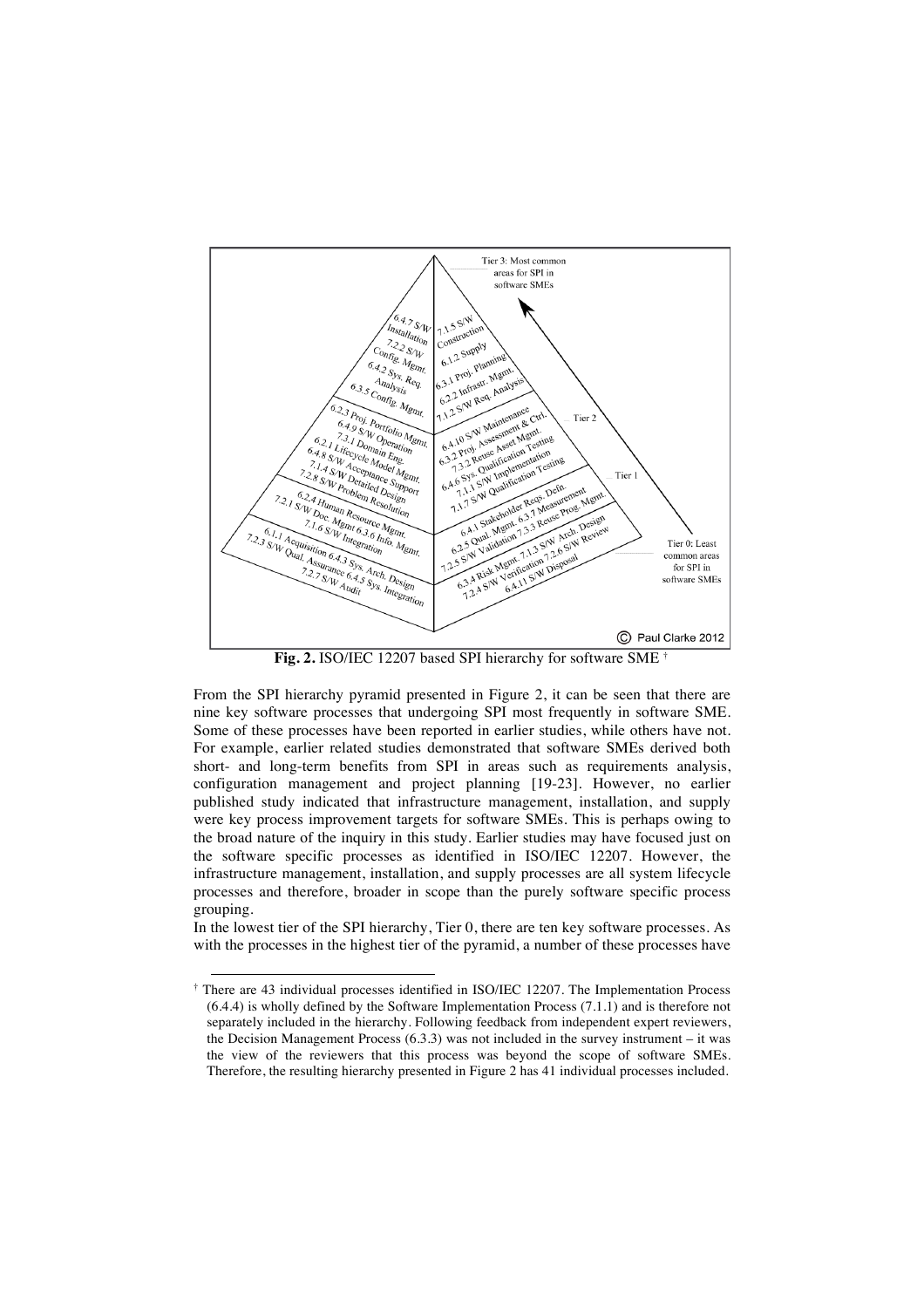Fig. 2. ISO/IEC 12207 based SPI hierarchy for software SME †

From the SPI hierarchy pyramid presented in Figure 2, it can be seen that there are nine key software processes that undergoing SPI most frequently in software SME. Some of these processes have been reported in earlier studies, while others have not. For example, earlier related studies demonstrated that software SMEs derived both short- and long-term benefits from SPI in areas such as requirements analysis, configuration management and project planning [19-23]. However, no earlier published study indicated that infrastructure management, installation, and supply were key process improvement targets for software SMEs. This is perhaps owing to the broad nature of the inquiry in this study. Earlier studies may have focused just on the software specific processes as identified in ISO/IEC 12207. However, the infrastructure management, installation, and supply processes are all system lifecycle processes and therefore, broader in scope than the purely software specific process grouping.

In the lowest tier of the SPI hierarchy, Tier 0, there are ten key software processes. As with the processes in the highest tier of the pyramid, a number of these processes have

† There are 43 individual processes identified in ISO/IEC 12207. The Implementation Process (6.4.4) is wholly defined by the Software Implementation Process (7.1.1) and is therefore not separately included in the hierarchy. Following feedback from independent expert reviewers, the Decision Management Process (6.3.3) was not included in the survey instrument – it was the view of the reviewers that this process was beyond the scope of software SMEs. Therefore, the resulting hierarchy presented in Figure 2 has 41 individual processes included.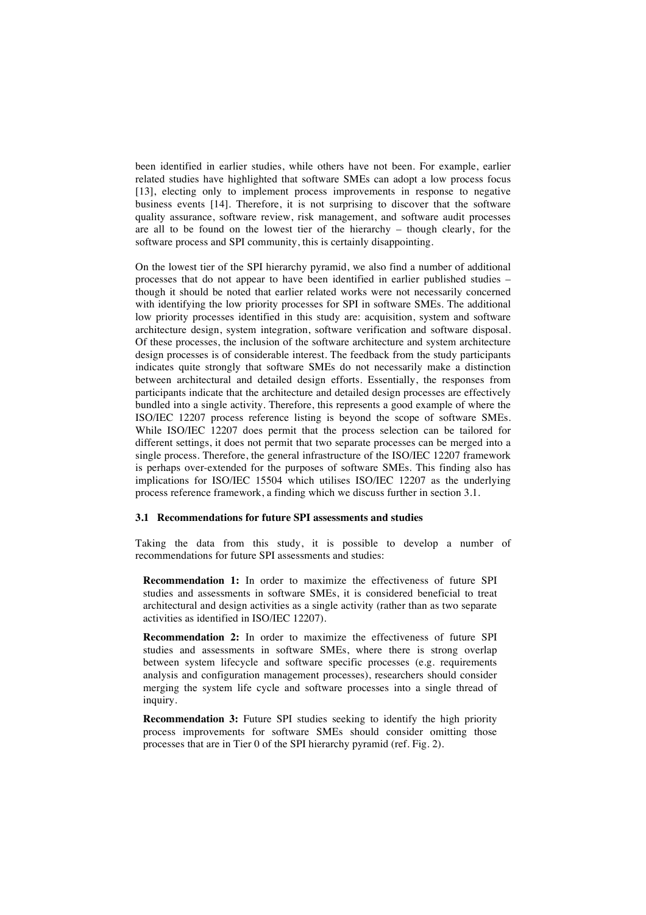been identified in earlier studies, while others have not been. For example, earlier related studies have highlighted that software SMEs can adopt a low process focus [13], electing only to implement process improvements in response to negative business events [14]. Therefore, it is not surprising to discover that the software quality assurance, software review, risk management, and software audit processes are all to be found on the lowest tier of the hierarchy – though clearly, for the software process and SPI community, this is certainly disappointing.

On the lowest tier of the SPI hierarchy pyramid, we also find a number of additional processes that do not appear to have been identified in earlier published studies – though it should be noted that earlier related works were not necessarily concerned with identifying the low priority processes for SPI in software SMEs. The additional low priority processes identified in this study are: acquisition, system and software architecture design, system integration, software verification and software disposal. Of these processes, the inclusion of the software architecture and system architecture design processes is of considerable interest. The feedback from the study participants indicates quite strongly that software SMEs do not necessarily make a distinction between architectural and detailed design efforts. Essentially, the responses from participants indicate that the architecture and detailed design processes are effectively bundled into a single activity. Therefore, this represents a good example of where the ISO/IEC 12207 process reference listing is beyond the scope of software SMEs. While ISO/IEC 12207 does permit that the process selection can be tailored for different settings, it does not permit that two separate processes can be merged into a single process. Therefore, the general infrastructure of the ISO/IEC 12207 framework is perhaps over-extended for the purposes of software SMEs. This finding also has implications for ISO/IEC 15504 which utilises ISO/IEC 12207 as the underlying process reference framework, a finding which we discuss further in section 3.1.

### 3.1 Recommendations for future SPI assessments and studies

Taking the data from this study, it is possible to develop a number of recommendations for future SPI assessments and studies:

**Recommendation 1:** In order to maximize the effectiveness of future SPI studies and assessments in software SMEs, it is considered beneficial to treat architectural and design activities as a single activity (rather than as two separate activities as identified in ISO/IEC 12207).

**Recommendation 2:** In order to maximize the effectiveness of future SPI studies and assessments in software SMEs, where there is strong overlap between system lifecycle and software specific processes (e.g. requirements analysis and configuration management processes), researchers should consider merging the system life cycle and software processes into a single thread of inquiry.

**Recommendation 3:** Future SPI studies seeking to identify the high priority process improvements for software SMEs should consider omitting those processes that are in Tier 0 of the SPI hierarchy pyramid (ref. Fig. 2).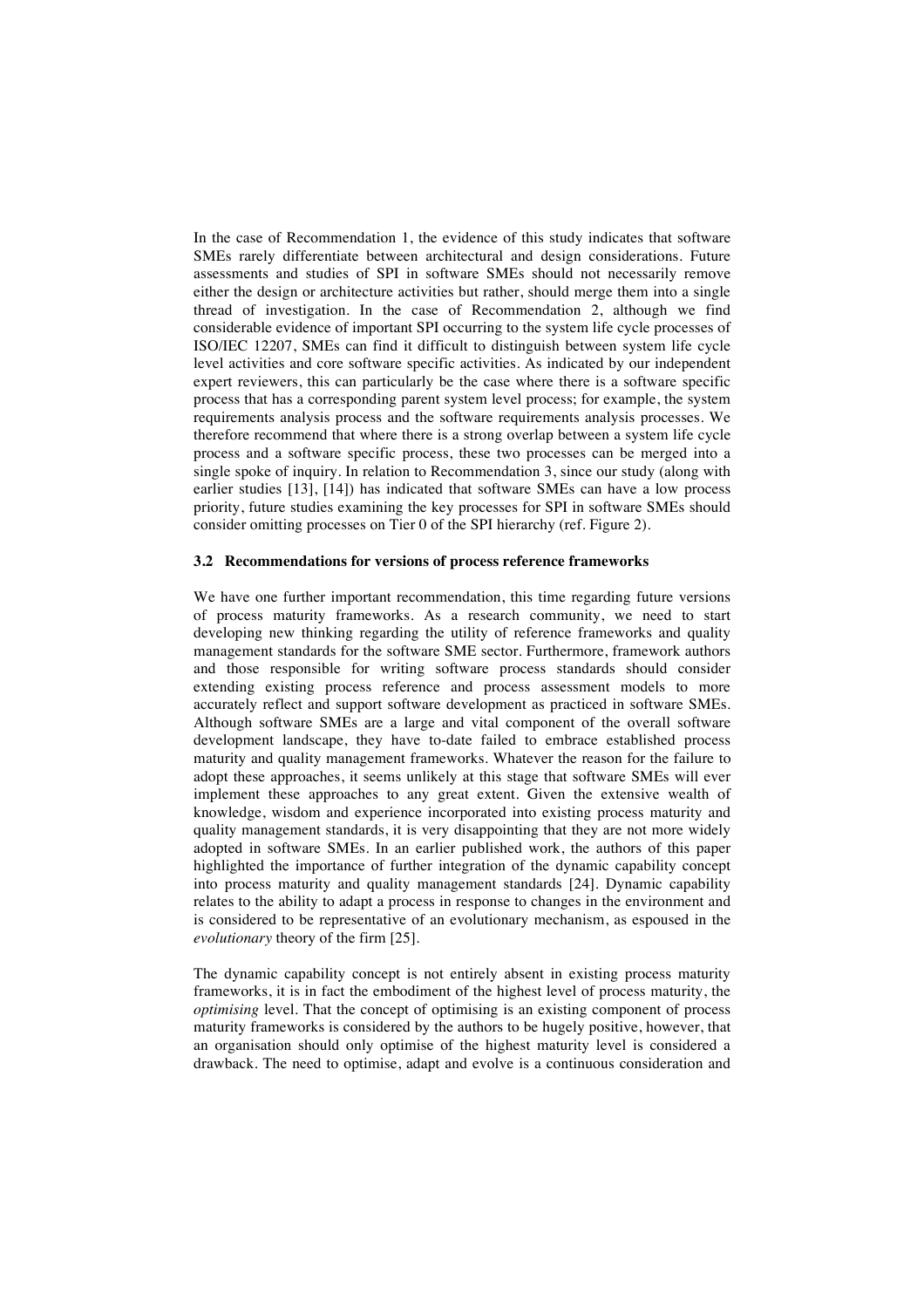In the case of Recommendation 1, the evidence of this study indicates that software SMEs rarely differentiate between architectural and design considerations. Future assessments and studies of SPI in software SMEs should not necessarily remove either the design or architecture activities but rather, should merge them into a single thread of investigation. In the case of Recommendation 2, although we find considerable evidence of important SPI occurring to the system life cycle processes of ISO/IEC 12207, SMEs can find it difficult to distinguish between system life cycle level activities and core software specific activities. As indicated by our independent expert reviewers, this can particularly be the case where there is a software specific process that has a corresponding parent system level process; for example, the system requirements analysis process and the software requirements analysis processes. We therefore recommend that where there is a strong overlap between a system life cycle process and a software specific process, these two processes can be merged into a single spoke of inquiry. In relation to Recommendation 3, since our study (along with earlier studies [13], [14]) has indicated that software SMEs can have a low process priority, future studies examining the key processes for SPI in software SMEs should consider omitting processes on Tier 0 of the SPI hierarchy (ref. Figure 2).

### 3.2 Recommendations for versions of process reference frameworks

We have one further important recommendation, this time regarding future versions of process maturity frameworks. As a research community, we need to start developing new thinking regarding the utility of reference frameworks and quality management standards for the software SME sector. Furthermore, framework authors and those responsible for writing software process standards should consider extending existing process reference and process assessment models to more accurately reflect and support software development as practiced in software SMEs. Although software SMEs are a large and vital component of the overall software development landscape, they have to-date failed to embrace established process maturity and quality management frameworks. Whatever the reason for the failure to adopt these approaches, it seems unlikely at this stage that software SMEs will ever implement these approaches to any great extent. Given the extensive wealth of knowledge, wisdom and experience incorporated into existing process maturity and quality management standards, it is very disappointing that they are not more widely adopted in software SMEs. In an earlier published work, the authors of this paper highlighted the importance of further integration of the dynamic capability concept into process maturity and quality management standards [24]. Dynamic capability relates to the ability to adapt a process in response to changes in the environment and is considered to be representative of an evolutionary mechanism, as espoused in the *evolutionary* theory of the firm [25].

The dynamic capability concept is not entirely absent in existing process maturity frameworks, it is in fact the embodiment of the highest level of process maturity, the *optimising* level. That the concept of optimising is an existing component of process maturity frameworks is considered by the authors to be hugely positive, however, that an organisation should only optimise of the highest maturity level is considered a drawback. The need to optimise, adapt and evolve is a continuous consideration and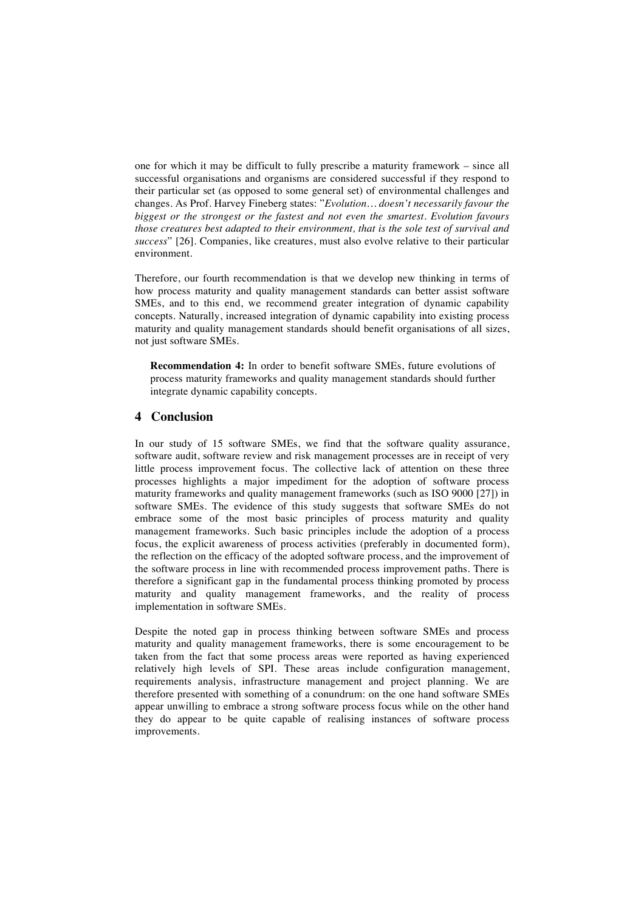one for which it may be difficult to fully prescribe a maturity framework – since all successful organisations and organisms are considered successful if they respond to their particular set (as opposed to some general set) of environmental challenges and changes. As Prof. Harvey Fineberg states: "*Evolution… doesn't necessarily favour the biggest or the strongest or the fastest and not even the smartest. Evolution favours those creatures best adapted to their environment, that is the sole test of survival and success*" [26]. Companies, like creatures, must also evolve relative to their particular environment.

Therefore, our fourth recommendation is that we develop new thinking in terms of how process maturity and quality management standards can better assist software SMEs, and to this end, we recommend greater integration of dynamic capability concepts. Naturally, increased integration of dynamic capability into existing process maturity and quality management standards should benefit organisations of all sizes, not just software SMEs.

> **Recommendation 4:** In order to benefit software SMEs, future evolutions of process maturity frameworks and quality management standards should further integrate dynamic capability concepts.

## 4 Conclusion

In our study of 15 software SMEs, we find that the software quality assurance, software audit, software review and risk management processes are in receipt of very little process improvement focus. The collective lack of attention on these three processes highlights a major impediment for the adoption of software process maturity frameworks and quality management frameworks (such as ISO 9000 [27]) in software SMEs. The evidence of this study suggests that software SMEs do not embrace some of the most basic principles of process maturity and quality management frameworks. Such basic principles include the adoption of a process focus, the explicit awareness of process activities (preferably in documented form), the reflection on the efficacy of the adopted software process, and the improvement of the software process in line with recommended process improvement paths. There is therefore a significant gap in the fundamental process thinking promoted by process maturity and quality management frameworks, and the reality of process implementation in software SMEs.

Despite the noted gap in process thinking between software SMEs and process maturity and quality management frameworks, there is some encouragement to be taken from the fact that some process areas were reported as having experienced relatively high levels of SPI. These areas include configuration management, requirements analysis, infrastructure management and project planning. We are therefore presented with something of a conundrum: on the one hand software SMEs appear unwilling to embrace a strong software process focus while on the other hand they do appear to be quite capable of realising instances of software process improvements.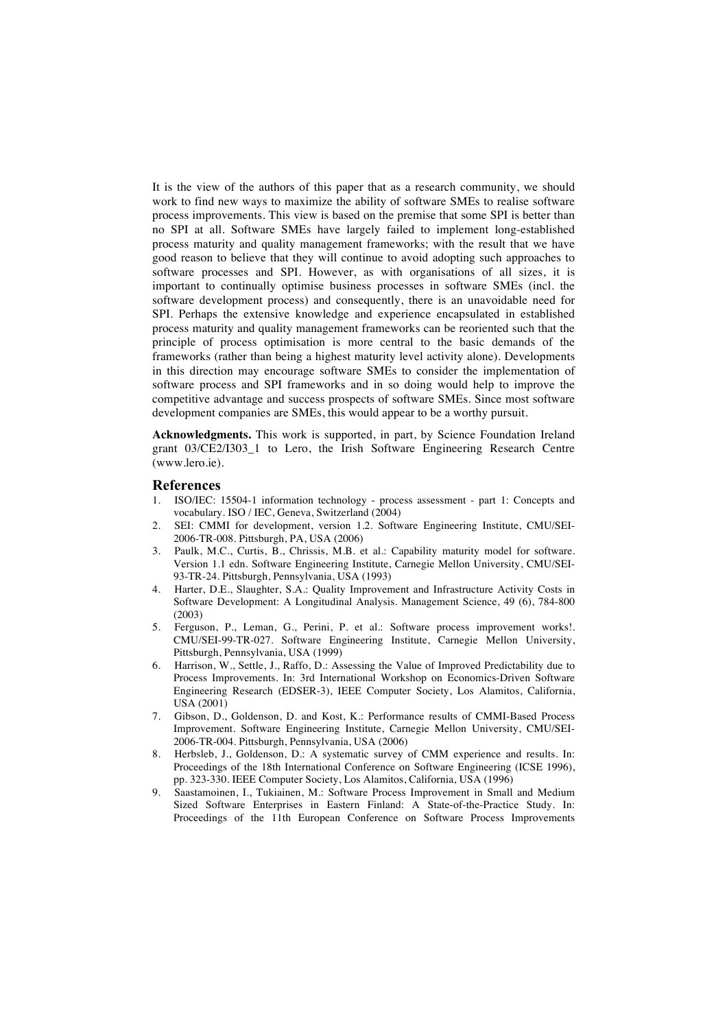It is the view of the authors of this paper that as a research community, we should work to find new ways to maximize the ability of software SMEs to realise software process improvements. This view is based on the premise that some SPI is better than no SPI at all. Software SMEs have largely failed to implement long-established process maturity and quality management frameworks; with the result that we have good reason to believe that they will continue to avoid adopting such approaches to software processes and SPI. However, as with organisations of all sizes, it is important to continually optimise business processes in software SMEs (incl. the software development process) and consequently, there is an unavoidable need for SPI. Perhaps the extensive knowledge and experience encapsulated in established process maturity and quality management frameworks can be reoriented such that the principle of process optimisation is more central to the basic demands of the frameworks (rather than being a highest maturity level activity alone). Developments in this direction may encourage software SMEs to consider the implementation of software process and SPI frameworks and in so doing would help to improve the competitive advantage and success prospects of software SMEs. Since most software development companies are SMEs, this would appear to be a worthy pursuit.

**Acknowledgments.** This work is supported, in part, by Science Foundation Ireland grant 03/CE2/I303_1 to Lero, the Irish Software Engineering Research Centre (www.lero.ie).

## References

1. ISO/IEC: 15504-1 information technology - process assessment - part 1: Concepts and vocabulary. ISO / IEC, Geneva, Switzerland (2004)
2. SEI: CMMI for development, version 1.2. Software Engineering Institute, CMU/SEI-2006-TR-008. Pittsburgh, PA, USA (2006)
3. Paulk, M.C., Curtis, B., Chrissis, M.B. et al.: Capability maturity model for software. Version 1.1 edn. Software Engineering Institute, Carnegie Mellon University, CMU/SEI-93-TR-24. Pittsburgh, Pennsylvania, USA (1993)
4. Harter, D.E., Slaughter, S.A.: Quality Improvement and Infrastructure Activity Costs in Software Development: A Longitudinal Analysis. Management Science, 49 (6), 784-800 (2003)
5. Ferguson, P., Leman, G., Perini, P. et al.: Software process improvement works!. CMU/SEI-99-TR-027. Software Engineering Institute, Carnegie Mellon University, Pittsburgh, Pennsylvania, USA (1999)
6. Harrison, W., Settle, J., Raffo, D.: Assessing the Value of Improved Predictability due to Process Improvements. In: 3rd International Workshop on Economics-Driven Software Engineering Research (EDSER-3), IEEE Computer Society, Los Alamitos, California, USA (2001)
7. Gibson, D., Goldenson, D. and Kost, K.: Performance results of CMMI-Based Process Improvement. Software Engineering Institute, Carnegie Mellon University, CMU/SEI-2006-TR-004. Pittsburgh, Pennsylvania, USA (2006)
8. Herbsleb, J., Goldenson, D.: A systematic survey of CMM experience and results. In: Proceedings of the 18th International Conference on Software Engineering (ICSE 1996), pp. 323-330. IEEE Computer Society, Los Alamitos, California, USA (1996)
9. Saastamoinen, I., Tukiainen, M.: Software Process Improvement in Small and Medium Sized Software Enterprises in Eastern Finland: A State-of-the-Practice Study. In: Proceedings of the 11th European Conference on Software Process Improvements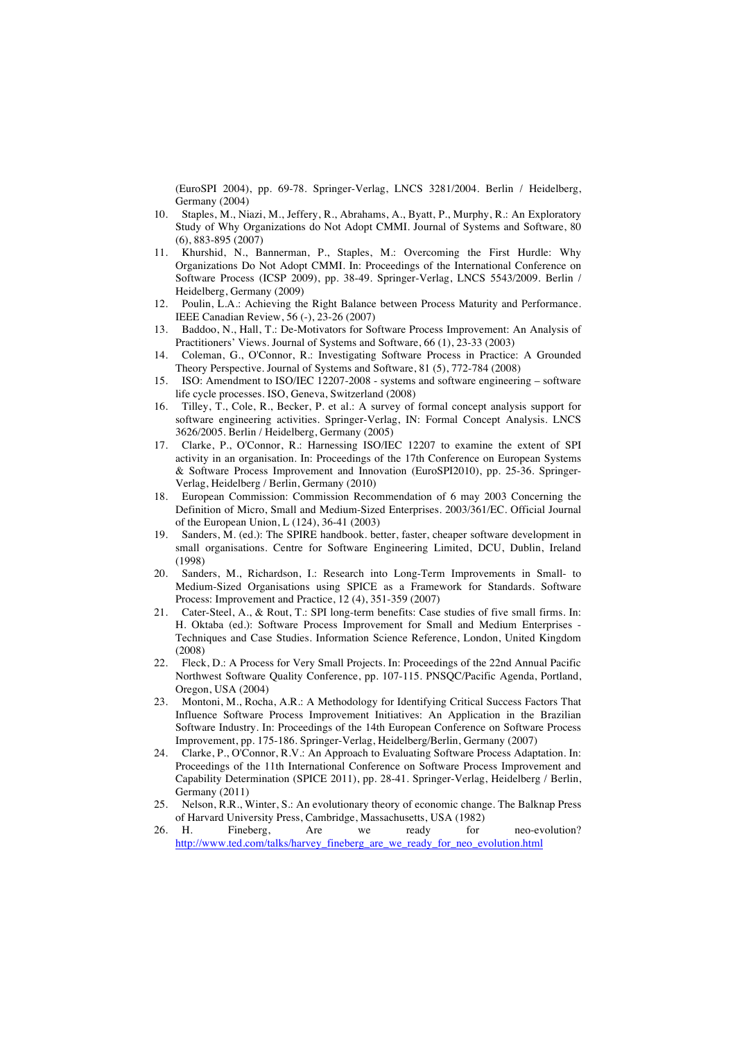(EuroSPI 2004), pp. 69-78. Springer-Verlag, LNCS 3281/2004. Berlin / Heidelberg, Germany (2004)

10. Staples, M., Niazi, M., Jeffery, R., Abrahams, A., Byatt, P., Murphy, R.: An Exploratory Study of Why Organizations do Not Adopt CMMI. Journal of Systems and Software, 80 (6), 883-895 (2007)
11. Khurshid, N., Bannerman, P., Staples, M.: Overcoming the First Hurdle: Why Organizations Do Not Adopt CMMI. In: Proceedings of the International Conference on Software Process (ICSP 2009), pp. 38-49. Springer-Verlag, LNCS 5543/2009. Berlin / Heidelberg, Germany (2009)
12. Poulin, L.A.: Achieving the Right Balance between Process Maturity and Performance. IEEE Canadian Review, 56 (-), 23-26 (2007)
13. Baddoo, N., Hall, T.: De-Motivators for Software Process Improvement: An Analysis of Practitioners' Views. Journal of Systems and Software, 66 (1), 23-33 (2003)
14. Coleman, G., O'Connor, R.: Investigating Software Process in Practice: A Grounded Theory Perspective. Journal of Systems and Software, 81 (5), 772-784 (2008)
15. ISO: Amendment to ISO/IEC 12207-2008 - systems and software engineering – software life cycle processes. ISO, Geneva, Switzerland (2008)
16. Tilley, T., Cole, R., Becker, P. et al.: A survey of formal concept analysis support for software engineering activities. Springer-Verlag, IN: Formal Concept Analysis. LNCS 3626/2005. Berlin / Heidelberg, Germany (2005)
17. Clarke, P., O'Connor, R.: Harnessing ISO/IEC 12207 to examine the extent of SPI activity in an organisation. In: Proceedings of the 17th Conference on European Systems & Software Process Improvement and Innovation (EuroSPI2010), pp. 25-36. Springer-Verlag, Heidelberg / Berlin, Germany (2010)
18. European Commission: Commission Recommendation of 6 may 2003 Concerning the Definition of Micro, Small and Medium-Sized Enterprises. 2003/361/EC. Official Journal of the European Union, L (124), 36-41 (2003)
19. Sanders, M. (ed.): The SPIRE handbook. better, faster, cheaper software development in small organisations. Centre for Software Engineering Limited, DCU, Dublin, Ireland (1998)
20. Sanders, M., Richardson, I.: Research into Long-Term Improvements in Small- to Medium-Sized Organisations using SPICE as a Framework for Standards. Software Process: Improvement and Practice, 12 (4), 351-359 (2007)
21. Cater-Steel, A., & Rout, T.: SPI long-term benefits: Case studies of five small firms. In: H. Oktaba (ed.): Software Process Improvement for Small and Medium Enterprises - Techniques and Case Studies. Information Science Reference, London, United Kingdom (2008)
22. Fleck, D.: A Process for Very Small Projects. In: Proceedings of the 22nd Annual Pacific Northwest Software Quality Conference, pp. 107-115. PNSQC/Pacific Agenda, Portland, Oregon, USA (2004)
23. Montoni, M., Rocha, A.R.: A Methodology for Identifying Critical Success Factors That Influence Software Process Improvement Initiatives: An Application in the Brazilian Software Industry. In: Proceedings of the 14th European Conference on Software Process Improvement, pp. 175-186. Springer-Verlag, Heidelberg/Berlin, Germany (2007)
24. Clarke, P., O'Connor, R.V.: An Approach to Evaluating Software Process Adaptation. In: Proceedings of the 11th International Conference on Software Process Improvement and Capability Determination (SPICE 2011), pp. 28-41. Springer-Verlag, Heidelberg / Berlin, Germany (2011)
25. Nelson, R.R., Winter, S.: An evolutionary theory of economic change. The Balknap Press of Harvard University Press, Cambridge, Massachusetts, USA (1982)
26. H. Fineberg, Are we ready for neo-evolution? http://www.ted.com/talks/harvey_fineberg_are_we_ready_for_neo_evolution.html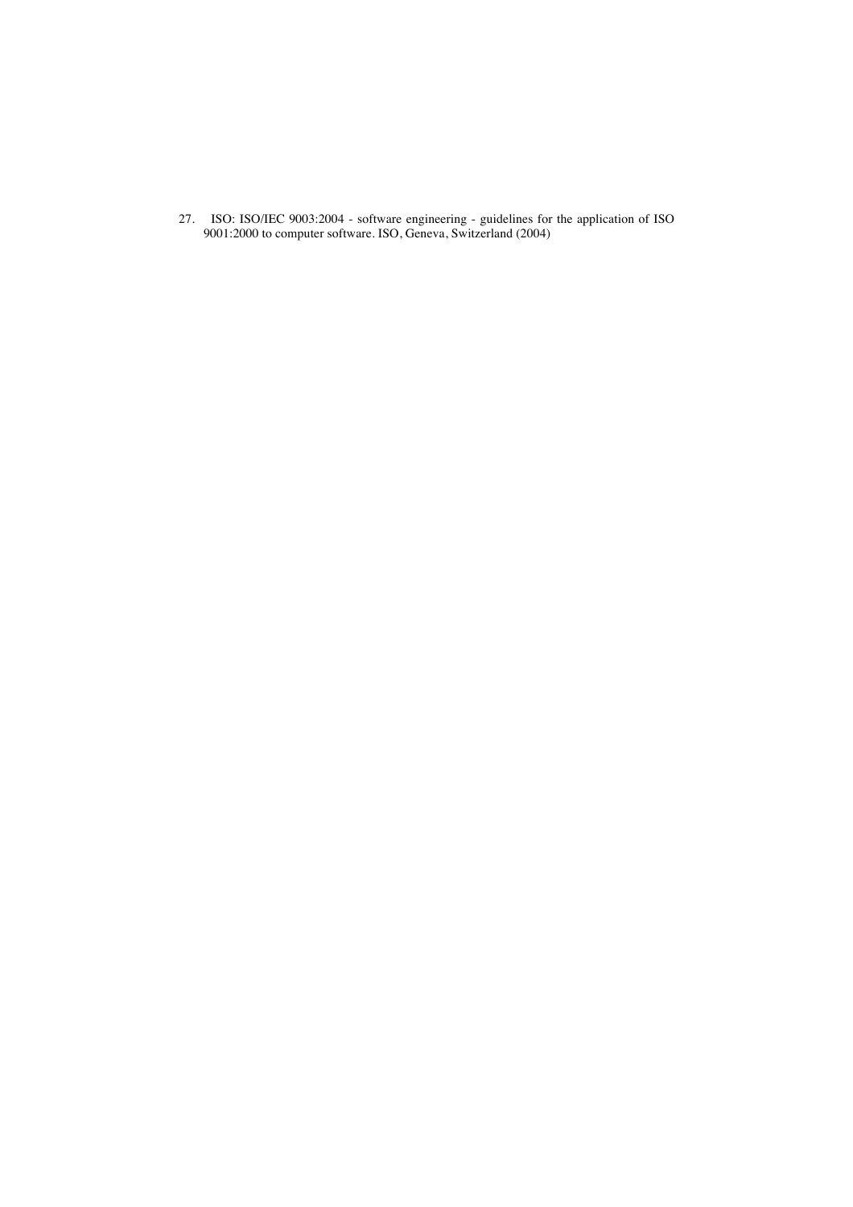27. ISO: ISO/IEC 9003:2004 - software engineering - guidelines for the application of ISO 9001:2000 to computer software. ISO, Geneva, Switzerland (2004)